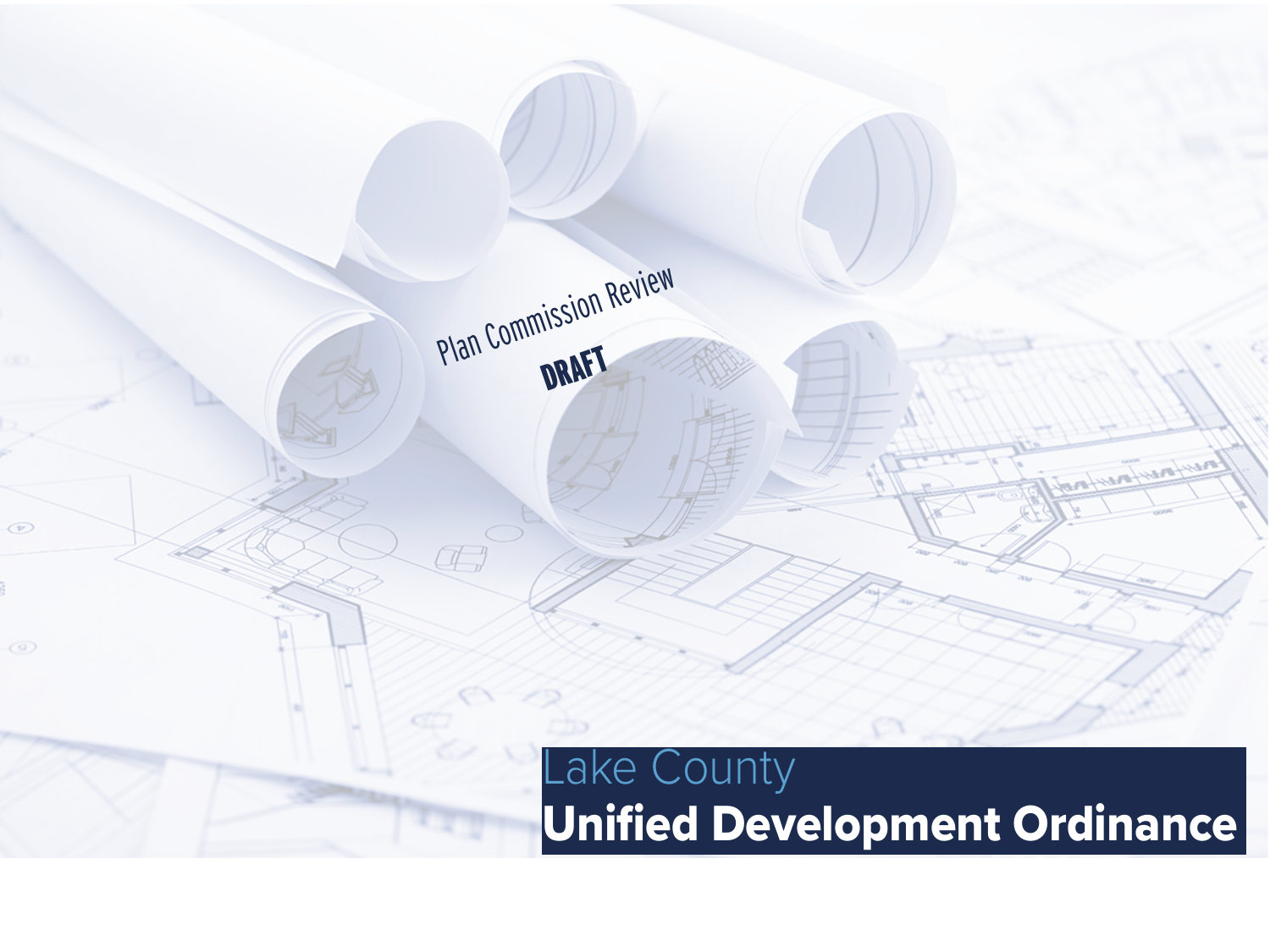Plan Commission Review

**DRAFT**

# Lake County
# **Unified Development Ordinance**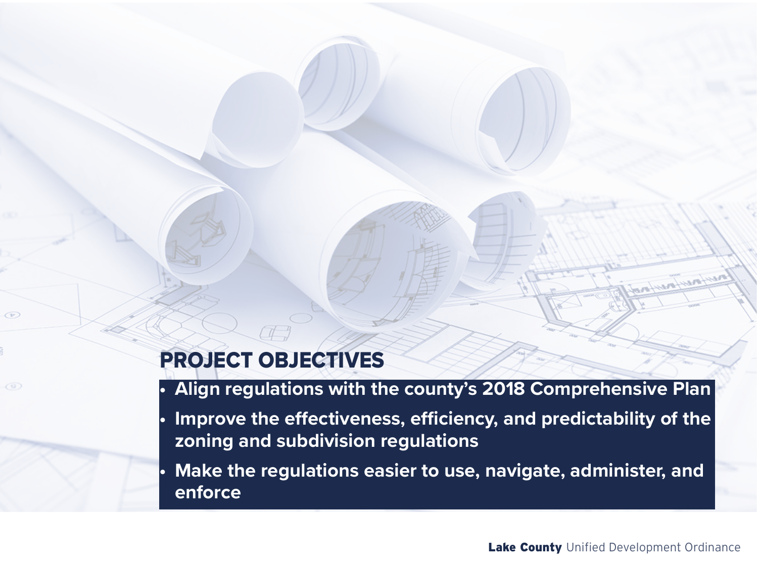## PROJECT OBJECTIVES

- Align regulations with the county's 2018 Comprehensive Plan
- Improve the effectiveness, efficiency, and predictability of the zoning and subdivision regulations
- Make the regulations easier to use, navigate, administer, and enforce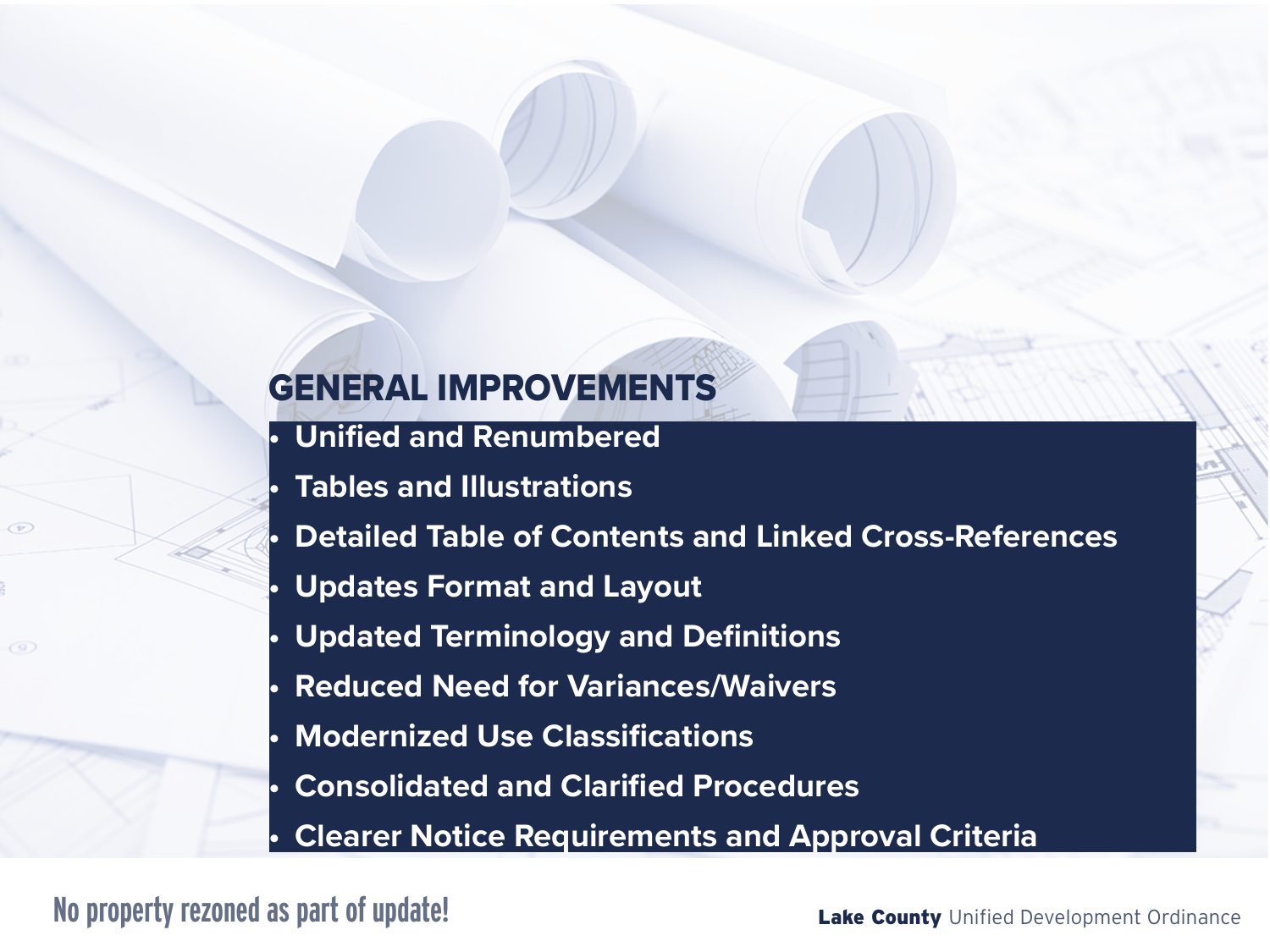## GENERAL IMPROVEMENTS

- Unified and Renumbered
- Tables and Illustrations
- Detailed Table of Contents and Linked Cross-References
- Updates Format and Layout
- Updated Terminology and Definitions
- Reduced Need for Variances/Waivers
- Modernized Use Classifications
- Consolidated and Clarified Procedures
- Clearer Notice Requirements and Approval Criteria

No property rezoned as part of update!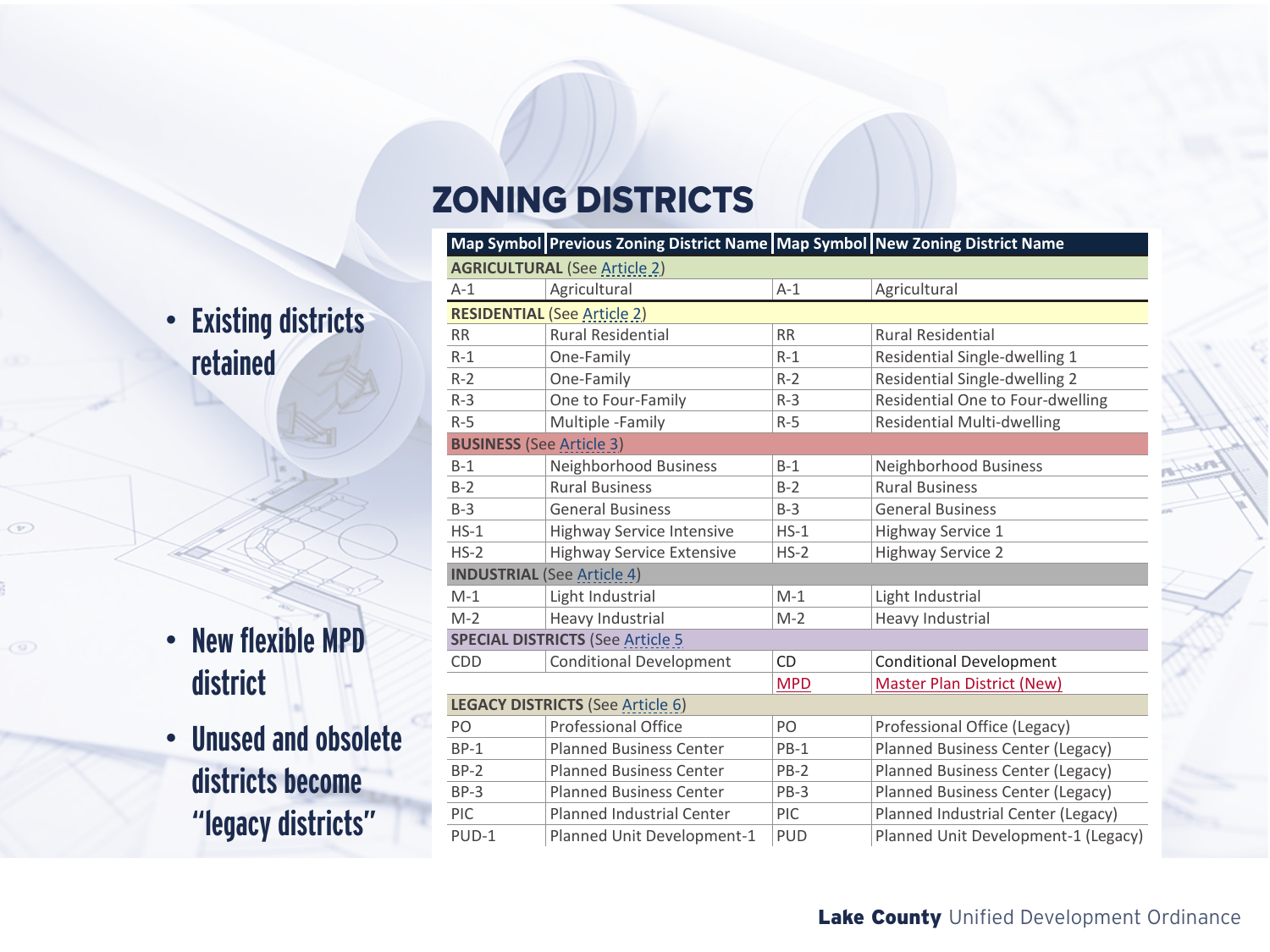# ZONING DISTRICTS

- Existing districts retained
- New flexible MPD district
- Unused and obsolete districts become "legacy districts"

| Map Symbol | Previous Zoning District Name | Map Symbol | New Zoning District Name |
|---|---|---|---|
| **AGRICULTURAL** (See Article 2) | | | |
| A-1 | Agricultural | A-1 | Agricultural |
| **RESIDENTIAL** (See Article 2) | | | |
| RR | Rural Residential | RR | Rural Residential |
| R-1 | One-Family | R-1 | Residential Single-dwelling 1 |
| R-2 | One-Family | R-2 | Residential Single-dwelling 2 |
| R-3 | One to Four-Family | R-3 | Residential One to Four-dwelling |
| R-5 | Multiple -Family | R-5 | Residential Multi-dwelling |
| **BUSINESS** (See Article 3) | | | |
| B-1 | Neighborhood Business | B-1 | Neighborhood Business |
| B-2 | Rural Business | B-2 | Rural Business |
| B-3 | General Business | B-3 | General Business |
| HS-1 | Highway Service Intensive | HS-1 | Highway Service 1 |
| HS-2 | Highway Service Extensive | HS-2 | Highway Service 2 |
| **INDUSTRIAL** (See Article 4) | | | |
| M-1 | Light Industrial | M-1 | Light Industrial |
| M-2 | Heavy Industrial | M-2 | Heavy Industrial |
| **SPECIAL DISTRICTS** (See Article 5 | | | |
| CDD | Conditional Development | CD | Conditional Development |
| | | MPD | Master Plan District (New) |
| **LEGACY DISTRICTS** (See Article 6) | | | |
| PO | Professional Office | PO | Professional Office (Legacy) |
| BP-1 | Planned Business Center | PB-1 | Planned Business Center (Legacy) |
| BP-2 | Planned Business Center | PB-2 | Planned Business Center (Legacy) |
| BP-3 | Planned Business Center | PB-3 | Planned Business Center (Legacy) |
| PIC | Planned Industrial Center | PIC | Planned Industrial Center (Legacy) |
| PUD-1 | Planned Unit Development-1 | PUD | Planned Unit Development-1 (Legacy) |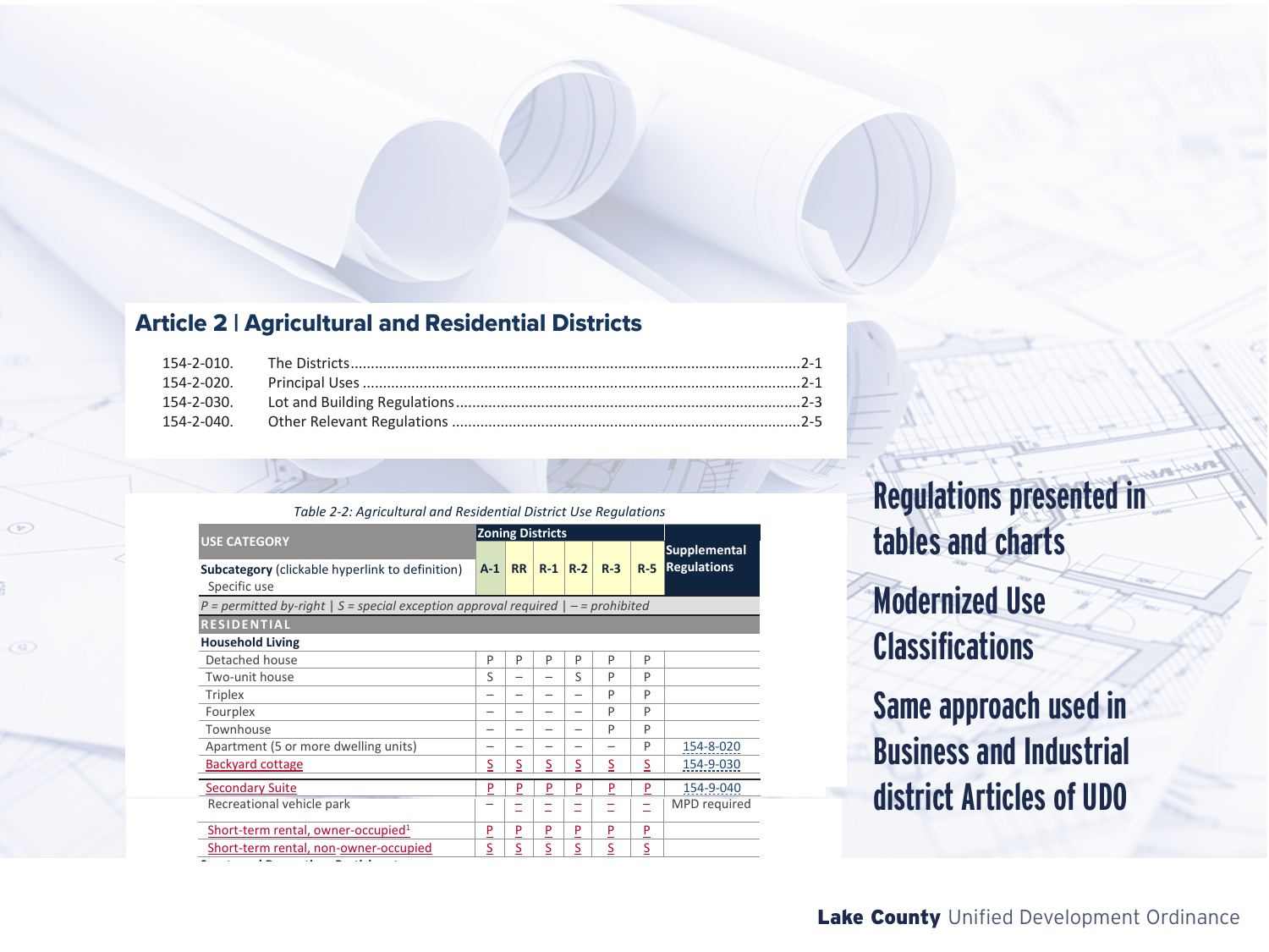## Article 2 | Agricultural and Residential Districts

| | | |
|---|---|---|
| 154-2-010. | The Districts | 2-1 |
| 154-2-020. | Principal Uses | 2-1 |
| 154-2-030. | Lot and Building Regulations | 2-3 |
| 154-2-040. | Other Relevant Regulations | 2-5 |

*Table 2-2: Agricultural and Residential District Use Regulations*

| USE CATEGORY<br>**Subcategory** (clickable hyperlink to definition)<br>Specific use | Zoning Districts A-1 | RR | R-1 | R-2 | R-3 | R-5 | Supplemental Regulations |
|---|---|---|---|---|---|---|---|
| *P = permitted by-right \| S = special exception approval required \| – = prohibited* | | | | | | | |
| **RESIDENTIAL** | | | | | | | |
| **Household Living** | | | | | | | |
| Detached house | P | P | P | P | P | P | |
| Two-unit house | S | – | – | S | P | P | |
| Triplex | – | – | – | – | P | P | |
| Fourplex | – | – | – | – | P | P | |
| Townhouse | – | – | – | – | P | P | |
| Apartment (5 or more dwelling units) | – | – | – | – | – | P | 154-8-020 |
| Backyard cottage | S | S | S | S | S | S | 154-9-030 |
| Secondary Suite | P | P | P | P | P | P | 154-9-040 |
| Recreational vehicle park | – | – | – | – | – | – | MPD required |
| Short-term rental, owner-occupied[1] | P | P | P | P | P | P | |
| Short-term rental, non-owner-occupied | S | S | S | S | S | S | |

Regulations presented in tables and charts

Modernized Use Classifications

Same approach used in Business and Industrial district Articles of UDO

**Lake County** Unified Development Ordinance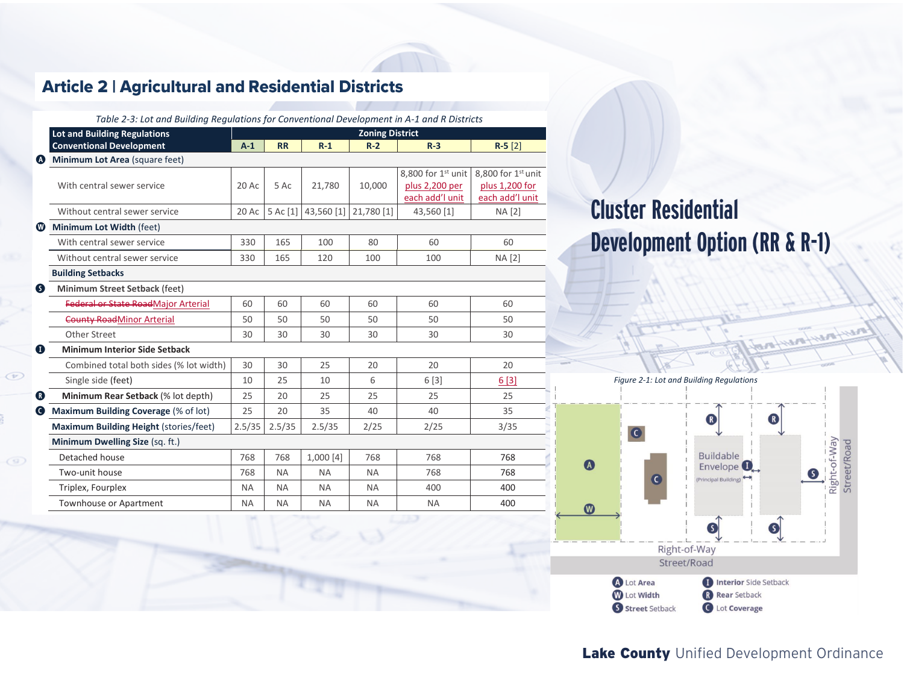## Article 2 | Agricultural and Residential Districts

*Table 2-3: Lot and Building Regulations for Conventional Development in A-1 and R Districts*

| Lot and Building Regulations Conventional Development | A-1 | RR | R-1 | R-2 | R-3 | R-5 [2] |
|---|---|---|---|---|---|---|
| **Minimum Lot Area** (square feet) | | | | | | |
| With central sewer service | 20 Ac | 5 Ac | 21,780 | 10,000 | 8,800 for 1st unit plus 2,200 per each add'l unit | 8,800 for 1st unit plus 1,200 for each add'l unit |
| Without central sewer service | 20 Ac | 5 Ac [1] | 43,560 [1] | 21,780 [1] | 43,560 [1] | NA [2] |
| **Minimum Lot Width** (feet) | | | | | | |
| With central sewer service | 330 | 165 | 100 | 80 | 60 | 60 |
| Without central sewer service | 330 | 165 | 120 | 100 | 100 | NA [2] |
| **Building Setbacks** | | | | | | |
| **Minimum Street Setback** (feet) | | | | | | |
| ~~Federal or State Road~~Major Arterial | 60 | 60 | 60 | 60 | 60 | 60 |
| ~~County Road~~Minor Arterial | 50 | 50 | 50 | 50 | 50 | 50 |
| Other Street | 30 | 30 | 30 | 30 | 30 | 30 |
| **Minimum Interior Side Setback** | | | | | | |
| Combined total both sides (% lot width) | 30 | 30 | 25 | 20 | 20 | 20 |
| Single side (feet) | 10 | 25 | 10 | 6 | 6 [3] | 6 [3] |
| **Minimum Rear Setback** (% lot depth) | 25 | 20 | 25 | 25 | 25 | 25 |
| **Maximum Building Coverage** (% of lot) | 25 | 20 | 35 | 40 | 40 | 35 |
| **Maximum Building Height** (stories/feet) | 2.5/35 | 2.5/35 | 2.5/35 | 2/25 | 2/25 | 3/35 |
| **Minimum Dwelling Size** (sq. ft.) | | | | | | |
| Detached house | 768 | 768 | 1,000 [4] | 768 | 768 | 768 |
| Two-unit house | 768 | NA | NA | NA | 768 | 768 |
| Triplex, Fourplex | NA | NA | NA | NA | 400 | 400 |
| Townhouse or Apartment | NA | NA | NA | NA | NA | 400 |

# Cluster Residential Development Option (RR & R-1)

*Figure 2-1: Lot and Building Regulations*

A Lot Area
W Lot Width
S Street Setback
I Interior Side Setback
R Rear Setback
C Lot Coverage

Buildable Envelope (Principal Building)

Right-of-Way

Street/Road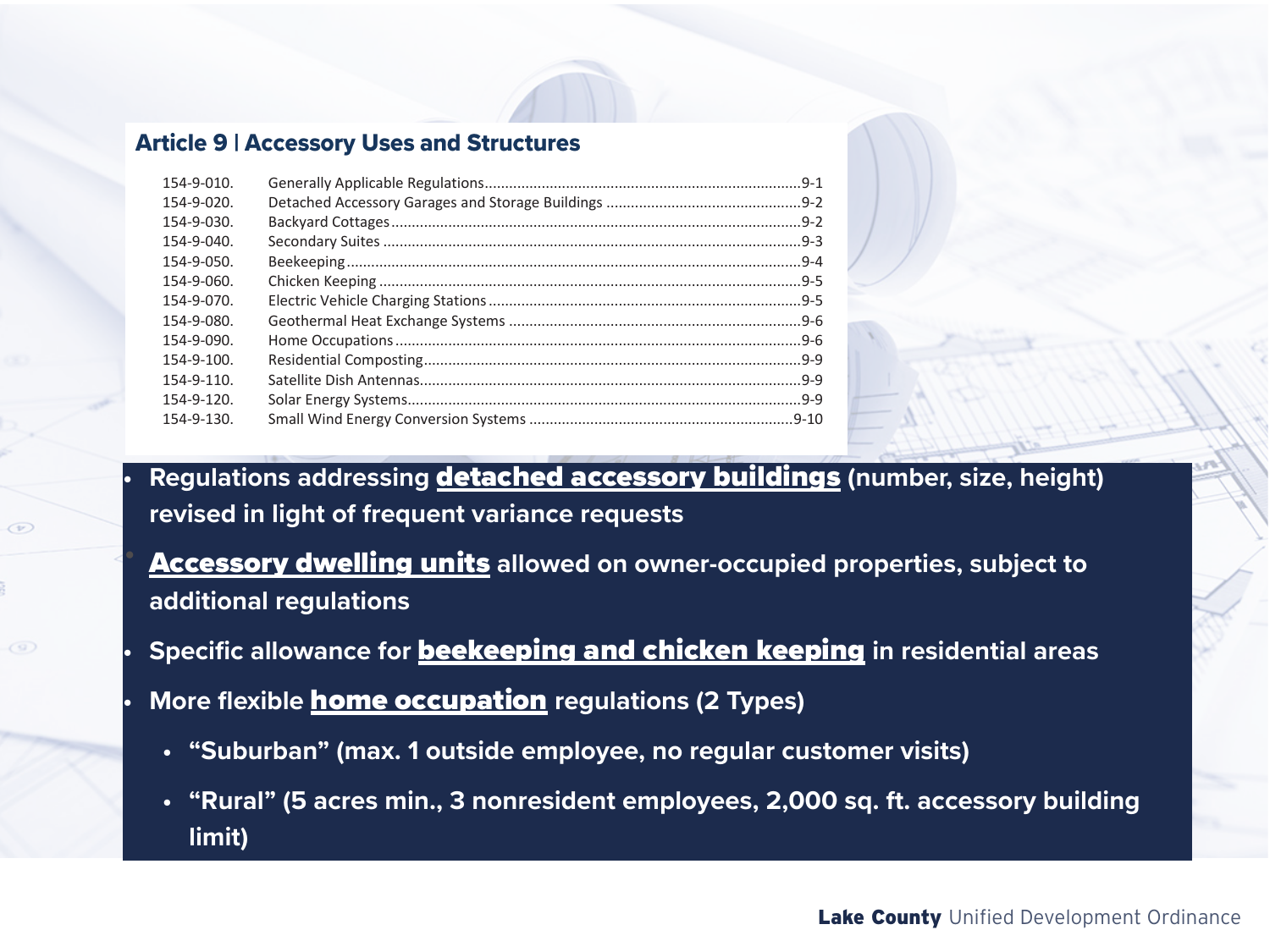## Article 9 | Accessory Uses and Structures

| | | |
|---|---|---|
| 154-9-010. | Generally Applicable Regulations | 9-1 |
| 154-9-020. | Detached Accessory Garages and Storage Buildings | 9-2 |
| 154-9-030. | Backyard Cottages | 9-2 |
| 154-9-040. | Secondary Suites | 9-3 |
| 154-9-050. | Beekeeping | 9-4 |
| 154-9-060. | Chicken Keeping | 9-5 |
| 154-9-070. | Electric Vehicle Charging Stations | 9-5 |
| 154-9-080. | Geothermal Heat Exchange Systems | 9-6 |
| 154-9-090. | Home Occupations | 9-6 |
| 154-9-100. | Residential Composting | 9-9 |
| 154-9-110. | Satellite Dish Antennas | 9-9 |
| 154-9-120. | Solar Energy Systems | 9-9 |
| 154-9-130. | Small Wind Energy Conversion Systems | 9-10 |

- **Regulations addressing <u>detached accessory buildings</u> (number, size, height) revised in light of frequent variance requests**
- **<u>Accessory dwelling units</u> allowed on owner-occupied properties, subject to additional regulations**
- **Specific allowance for <u>beekeeping and chicken keeping</u> in residential areas**
- **More flexible <u>home occupation</u> regulations (2 Types)**
  - **"Suburban" (max. 1 outside employee, no regular customer visits)**
  - **"Rural" (5 acres min., 3 nonresident employees, 2,000 sq. ft. accessory building limit)**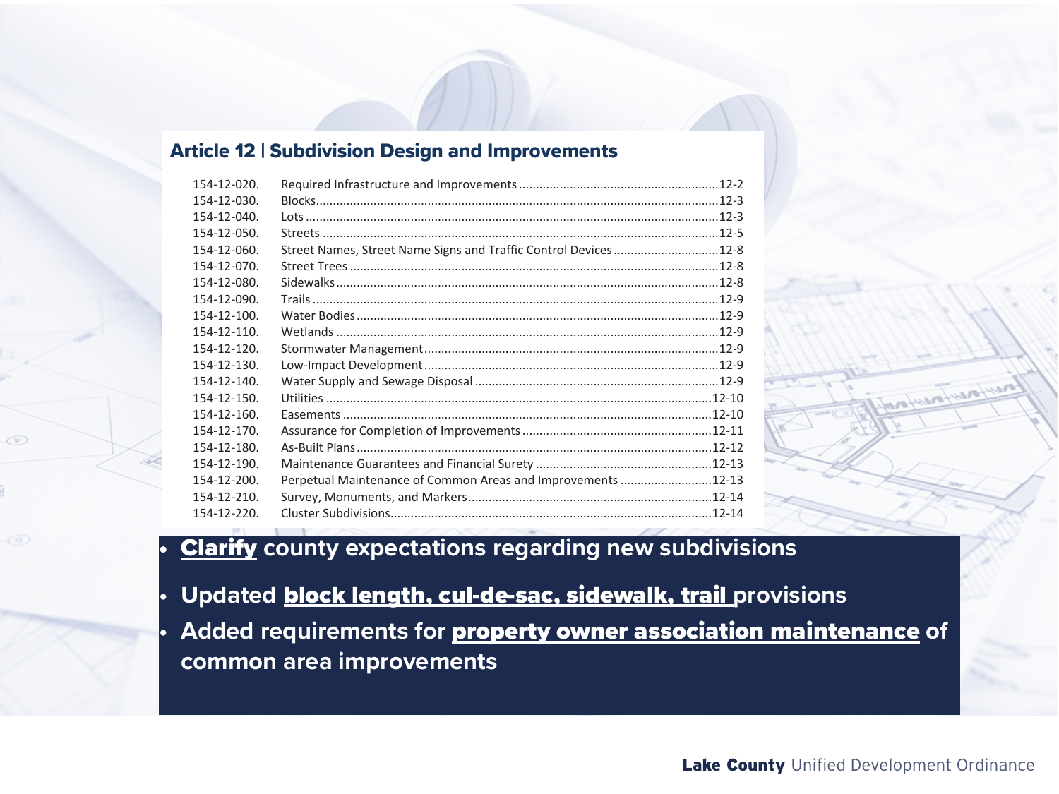## Article 12 | Subdivision Design and Improvements

| | | |
|---|---|---|
| 154-12-020. | Required Infrastructure and Improvements | 12-2 |
| 154-12-030. | Blocks | 12-3 |
| 154-12-040. | Lots | 12-3 |
| 154-12-050. | Streets | 12-5 |
| 154-12-060. | Street Names, Street Name Signs and Traffic Control Devices | 12-8 |
| 154-12-070. | Street Trees | 12-8 |
| 154-12-080. | Sidewalks | 12-8 |
| 154-12-090. | Trails | 12-9 |
| 154-12-100. | Water Bodies | 12-9 |
| 154-12-110. | Wetlands | 12-9 |
| 154-12-120. | Stormwater Management | 12-9 |
| 154-12-130. | Low-Impact Development | 12-9 |
| 154-12-140. | Water Supply and Sewage Disposal | 12-9 |
| 154-12-150. | Utilities | 12-10 |
| 154-12-160. | Easements | 12-10 |
| 154-12-170. | Assurance for Completion of Improvements | 12-11 |
| 154-12-180. | As-Built Plans | 12-12 |
| 154-12-190. | Maintenance Guarantees and Financial Surety | 12-13 |
| 154-12-200. | Perpetual Maintenance of Common Areas and Improvements | 12-13 |
| 154-12-210. | Survey, Monuments, and Markers | 12-14 |
| 154-12-220. | Cluster Subdivisions | 12-14 |

- **Clarify county expectations regarding new subdivisions**
- **Updated block length, cul-de-sac, sidewalk, trail provisions**
- **Added requirements for property owner association maintenance of common area improvements**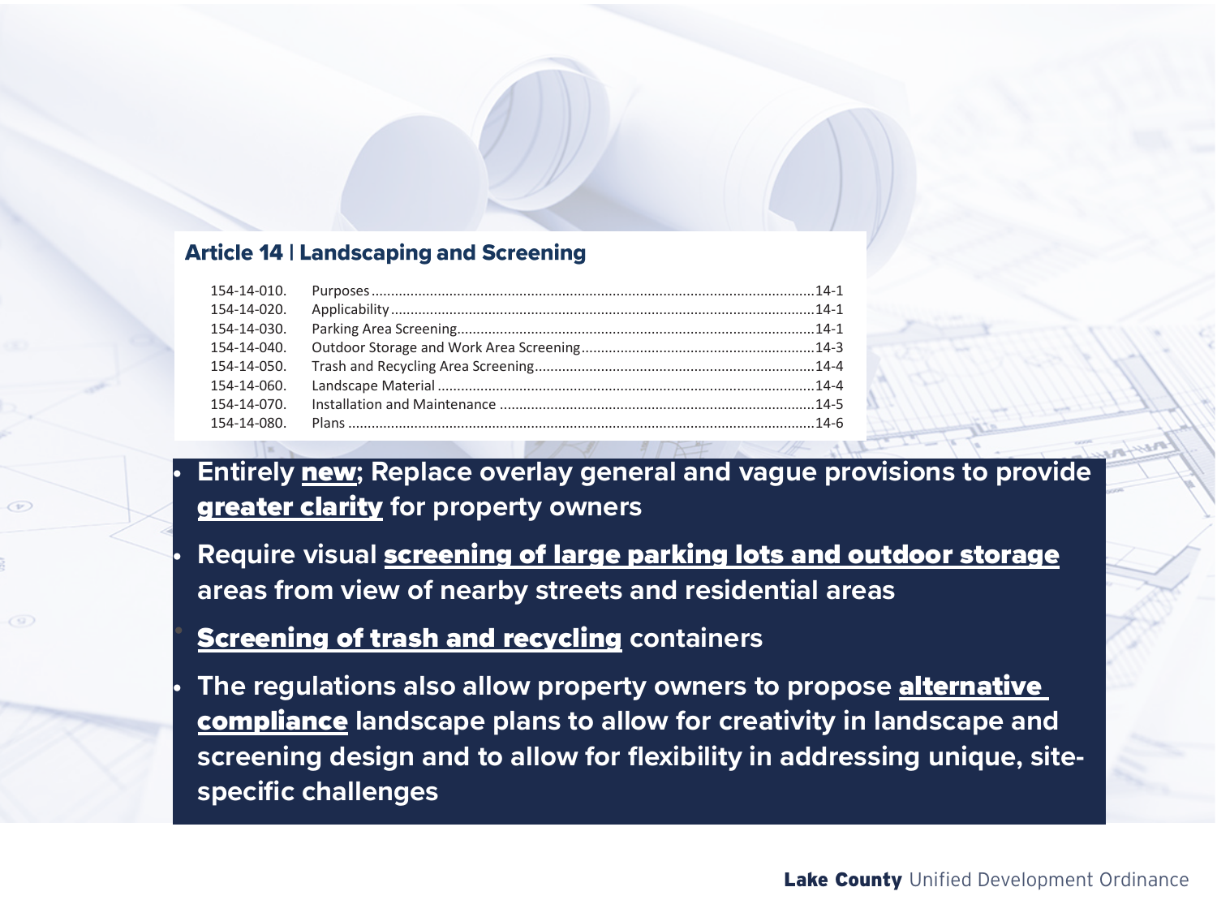## Article 14 | Landscaping and Screening

| Section | Title | Page |
|---|---|---|
| 154-14-010. | Purposes | 14-1 |
| 154-14-020. | Applicability | 14-1 |
| 154-14-030. | Parking Area Screening | 14-1 |
| 154-14-040. | Outdoor Storage and Work Area Screening | 14-3 |
| 154-14-050. | Trash and Recycling Area Screening | 14-4 |
| 154-14-060. | Landscape Material | 14-4 |
| 154-14-070. | Installation and Maintenance | 14-5 |
| 154-14-080. | Plans | 14-6 |

- **Entirely <u>new</u>; Replace overlay general and vague provisions to provide <u>greater clarity</u> for property owners**
- **Require visual <u>screening of large parking lots and outdoor storage</u> areas from view of nearby streets and residential areas**
- **<u>Screening of trash and recycling</u> containers**
- **The regulations also allow property owners to propose <u>alternative compliance</u> landscape plans to allow for creativity in landscape and screening design and to allow for flexibility in addressing unique, site-specific challenges**

**Lake County** Unified Development Ordinance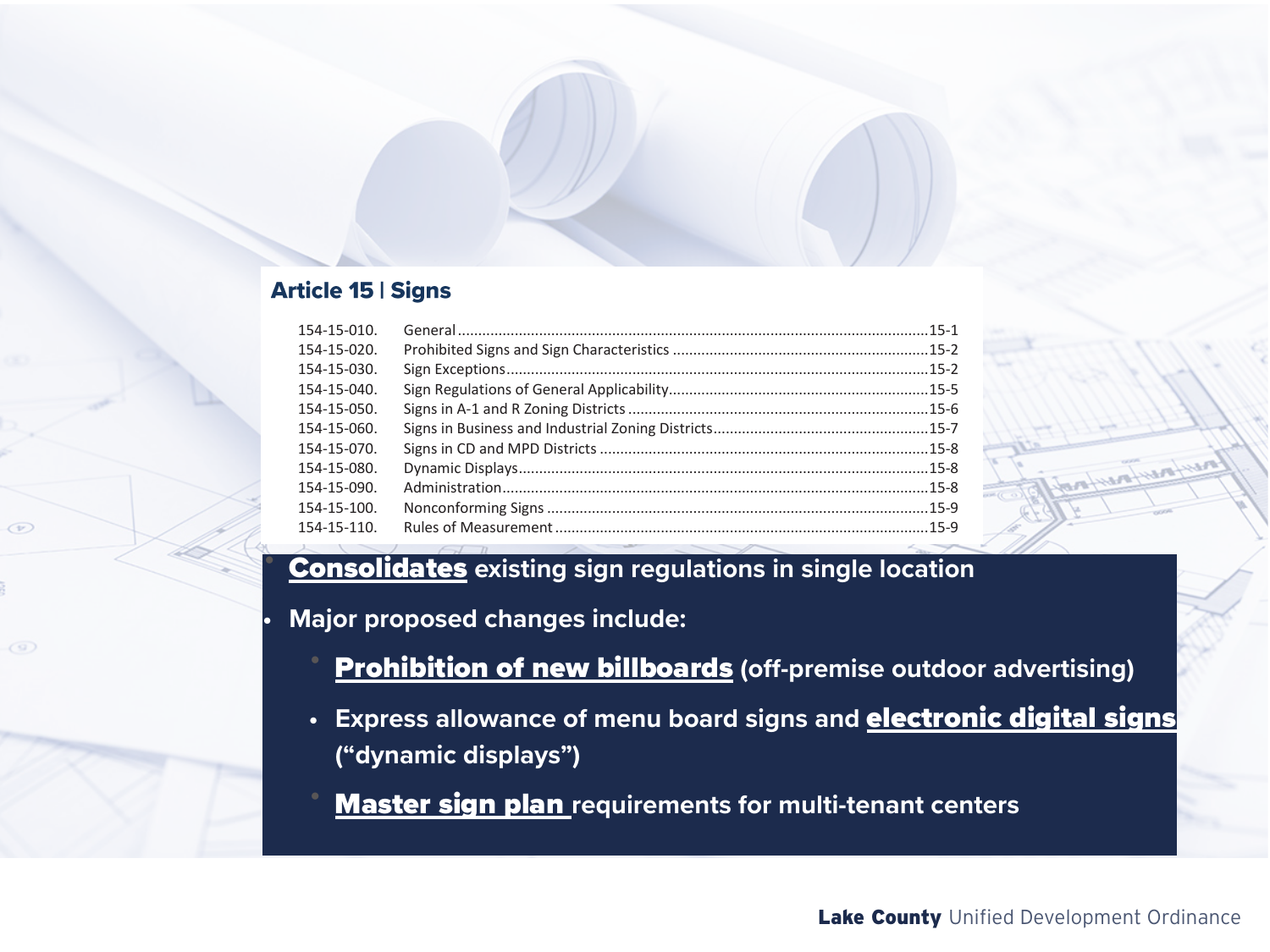## Article 15 | Signs

| | | |
|---|---|---|
| 154-15-010. | General | 15-1 |
| 154-15-020. | Prohibited Signs and Sign Characteristics | 15-2 |
| 154-15-030. | Sign Exceptions | 15-2 |
| 154-15-040. | Sign Regulations of General Applicability | 15-5 |
| 154-15-050. | Signs in A-1 and R Zoning Districts | 15-6 |
| 154-15-060. | Signs in Business and Industrial Zoning Districts | 15-7 |
| 154-15-070. | Signs in CD and MPD Districts | 15-8 |
| 154-15-080. | Dynamic Displays | 15-8 |
| 154-15-090. | Administration | 15-8 |
| 154-15-100. | Nonconforming Signs | 15-9 |
| 154-15-110. | Rules of Measurement | 15-9 |

- **Consolidates existing sign regulations in single location**
- **Major proposed changes include:**
  - **Prohibition of new billboards (off-premise outdoor advertising)**
  - **Express allowance of menu board signs and electronic digital signs ("dynamic displays")**
  - **Master sign plan requirements for multi-tenant centers**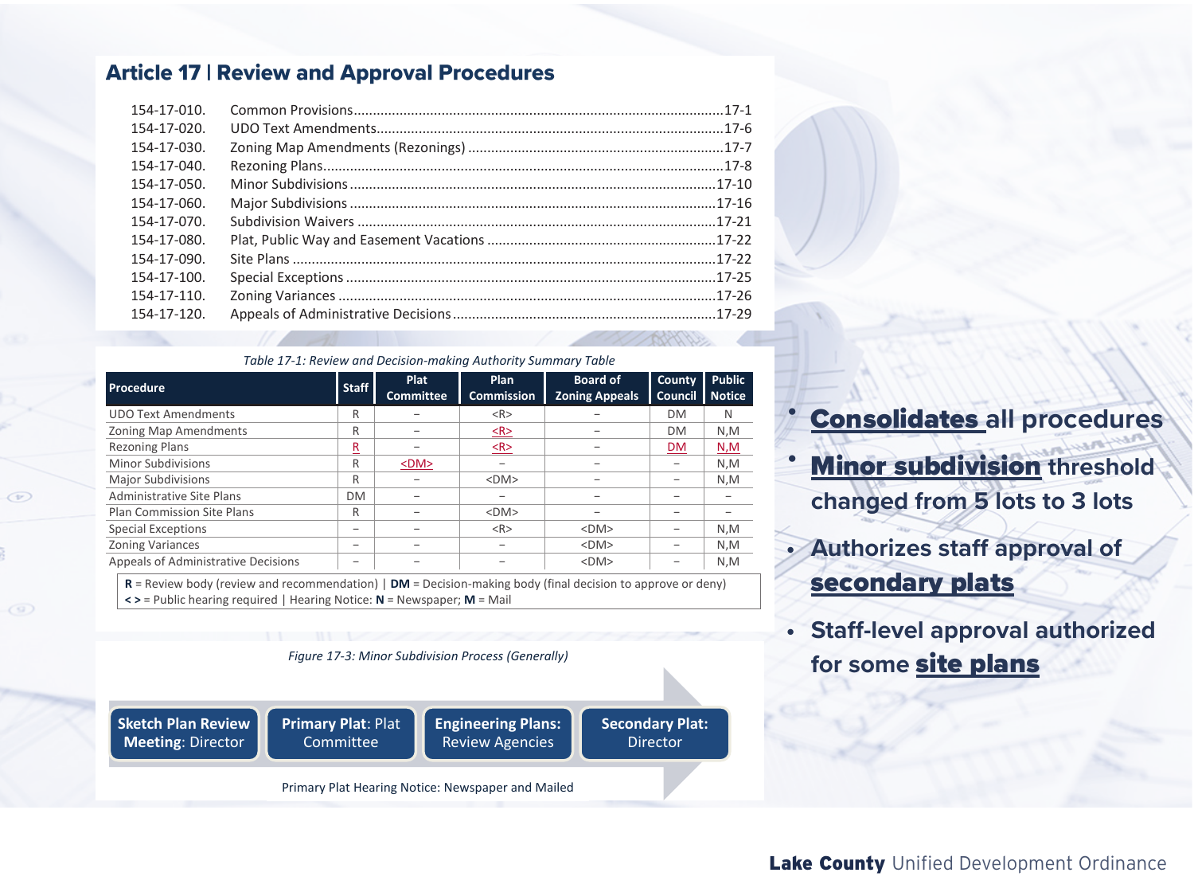## Article 17 | Review and Approval Procedures

| | | |
|---|---|---|
| 154-17-010. | Common Provisions | 17-1 |
| 154-17-020. | UDO Text Amendments | 17-6 |
| 154-17-030. | Zoning Map Amendments (Rezonings) | 17-7 |
| 154-17-040. | Rezoning Plans | 17-8 |
| 154-17-050. | Minor Subdivisions | 17-10 |
| 154-17-060. | Major Subdivisions | 17-16 |
| 154-17-070. | Subdivision Waivers | 17-21 |
| 154-17-080. | Plat, Public Way and Easement Vacations | 17-22 |
| 154-17-090. | Site Plans | 17-22 |
| 154-17-100. | Special Exceptions | 17-25 |
| 154-17-110. | Zoning Variances | 17-26 |
| 154-17-120. | Appeals of Administrative Decisions | 17-29 |

*Table 17-1: Review and Decision-making Authority Summary Table*

| Procedure | Staff | Plat Committee | Plan Commission | Board of Zoning Appeals | County Council | Public Notice |
|---|---|---|---|---|---|---|
| UDO Text Amendments | R | – | <R> | – | DM | N |
| Zoning Map Amendments | R | – | <R> | – | DM | N,M |
| Rezoning Plans | R | – | <R> | – | DM | N,M |
| Minor Subdivisions | R | <DM> | – | – | – | N,M |
| Major Subdivisions | R | – | <DM> | – | – | N,M |
| Administrative Site Plans | DM | – | – | – | – | – |
| Plan Commission Site Plans | R | – | <DM> | – | – | – |
| Special Exceptions | – | – | <R> | <DM> | – | N,M |
| Zoning Variances | – | – | – | <DM> | – | N,M |
| Appeals of Administrative Decisions | – | – | – | <DM> | – | N,M |

**R** = Review body (review and recommendation) | **DM** = Decision-making body (final decision to approve or deny)
**< >** = Public hearing required | Hearing Notice: **N** = Newspaper; **M** = Mail

*Figure 17-3: Minor Subdivision Process (Generally)*

**Sketch Plan Review Meeting**: Director → **Primary Plat**: Plat Committee → **Engineering Plans:** Review Agencies → **Secondary Plat:** Director

Primary Plat Hearing Notice: Newspaper and Mailed

- **Consolidates** all procedures
- **Minor subdivision** threshold changed from 5 lots to 3 lots
- Authorizes staff approval of **secondary plats**
- Staff-level approval authorized for some **site plans**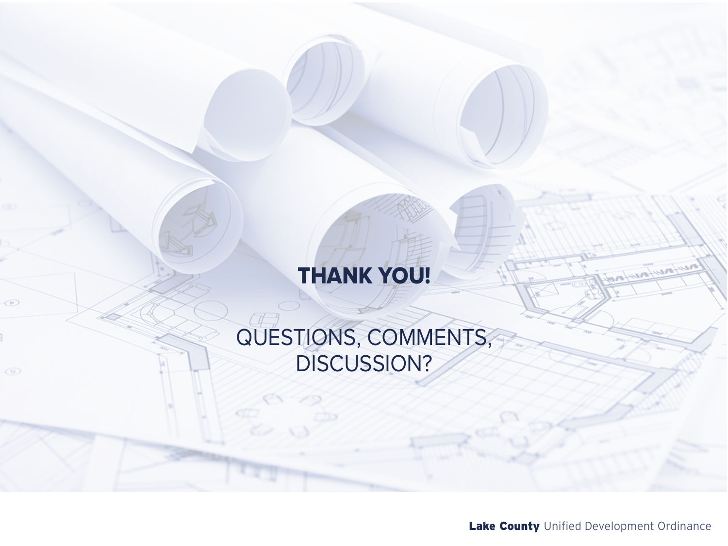# THANK YOU!

QUESTIONS, COMMENTS, DISCUSSION?